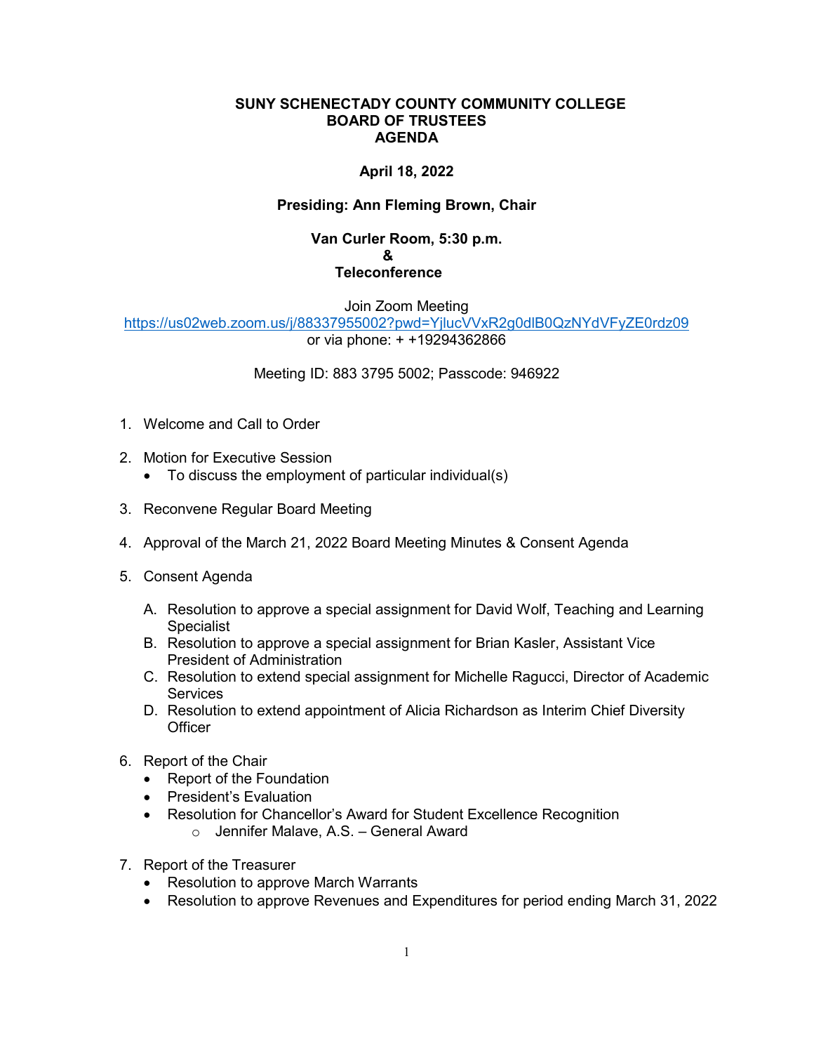# SUNY SCHENECTADY COUNTY COMMUNITY COLLEGE
## BOARD OF TRUSTEES
## AGENDA

**April 18, 2022**

**Presiding: Ann Fleming Brown, Chair**

**Van Curler Room, 5:30 p.m.**
**&**
**Teleconference**

Join Zoom Meeting
https://us02web.zoom.us/j/88337955002?pwd=YjlucVVxR2g0dlB0QzNYdVFyZE0rdz09
or via phone: + +19294362866

Meeting ID: 883 3795 5002; Passcode: 946922

1. Welcome and Call to Order

2. Motion for Executive Session
   - To discuss the employment of particular individual(s)

3. Reconvene Regular Board Meeting

4. Approval of the March 21, 2022 Board Meeting Minutes & Consent Agenda

5. Consent Agenda

   A. Resolution to approve a special assignment for David Wolf, Teaching and Learning Specialist
   B. Resolution to approve a special assignment for Brian Kasler, Assistant Vice President of Administration
   C. Resolution to extend special assignment for Michelle Ragucci, Director of Academic Services
   D. Resolution to extend appointment of Alicia Richardson as Interim Chief Diversity Officer

6. Report of the Chair
   - Report of the Foundation
   - President's Evaluation
   - Resolution for Chancellor's Award for Student Excellence Recognition
     - Jennifer Malave, A.S. – General Award

7. Report of the Treasurer
   - Resolution to approve March Warrants
   - Resolution to approve Revenues and Expenditures for period ending March 31, 2022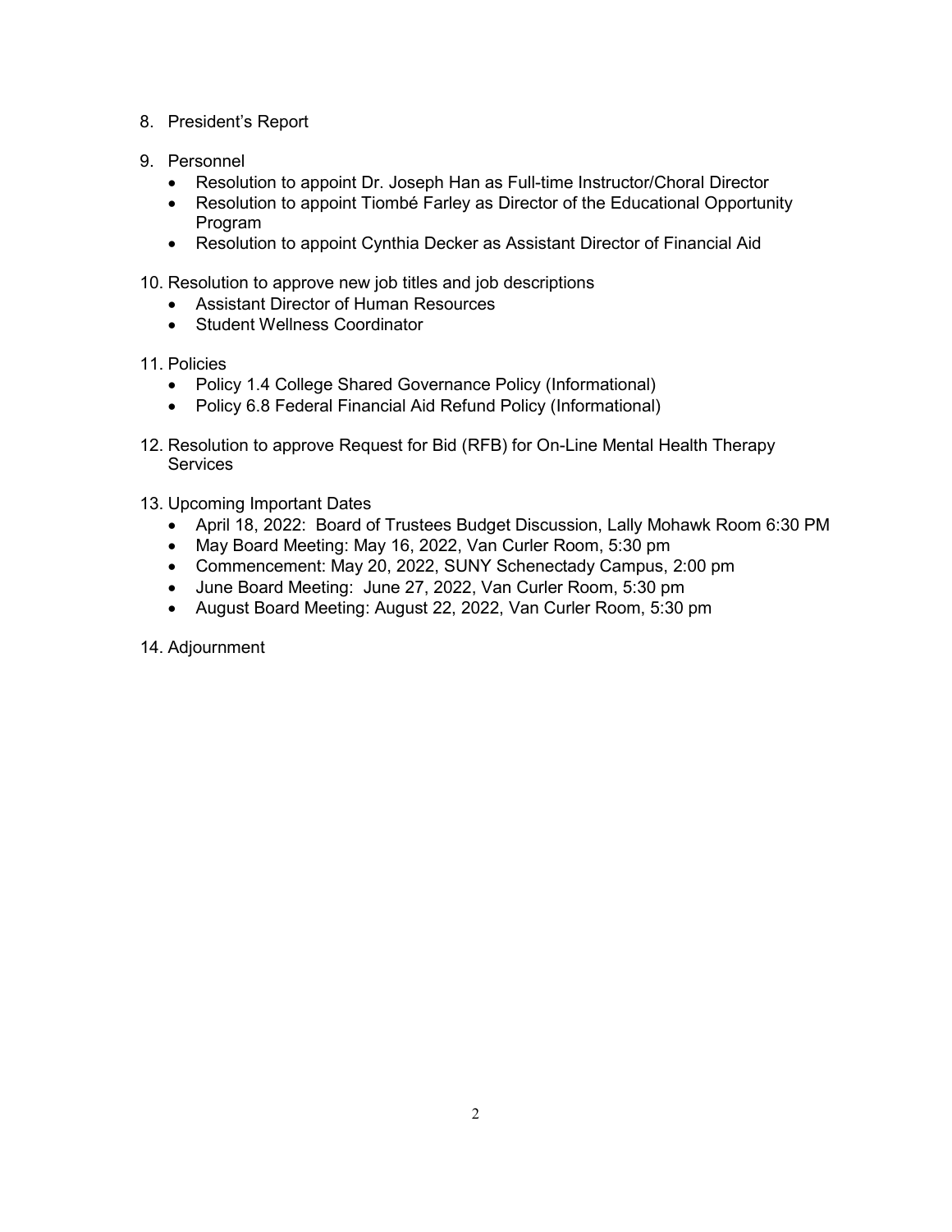8. President's Report

9. Personnel
   - Resolution to appoint Dr. Joseph Han as Full-time Instructor/Choral Director
   - Resolution to appoint Tiombé Farley as Director of the Educational Opportunity Program
   - Resolution to appoint Cynthia Decker as Assistant Director of Financial Aid

10. Resolution to approve new job titles and job descriptions
    - Assistant Director of Human Resources
    - Student Wellness Coordinator

11. Policies
    - Policy 1.4 College Shared Governance Policy (Informational)
    - Policy 6.8 Federal Financial Aid Refund Policy (Informational)

12. Resolution to approve Request for Bid (RFB) for On-Line Mental Health Therapy Services

13. Upcoming Important Dates
    - April 18, 2022: Board of Trustees Budget Discussion, Lally Mohawk Room 6:30 PM
    - May Board Meeting: May 16, 2022, Van Curler Room, 5:30 pm
    - Commencement: May 20, 2022, SUNY Schenectady Campus, 2:00 pm
    - June Board Meeting: June 27, 2022, Van Curler Room, 5:30 pm
    - August Board Meeting: August 22, 2022, Van Curler Room, 5:30 pm

14. Adjournment